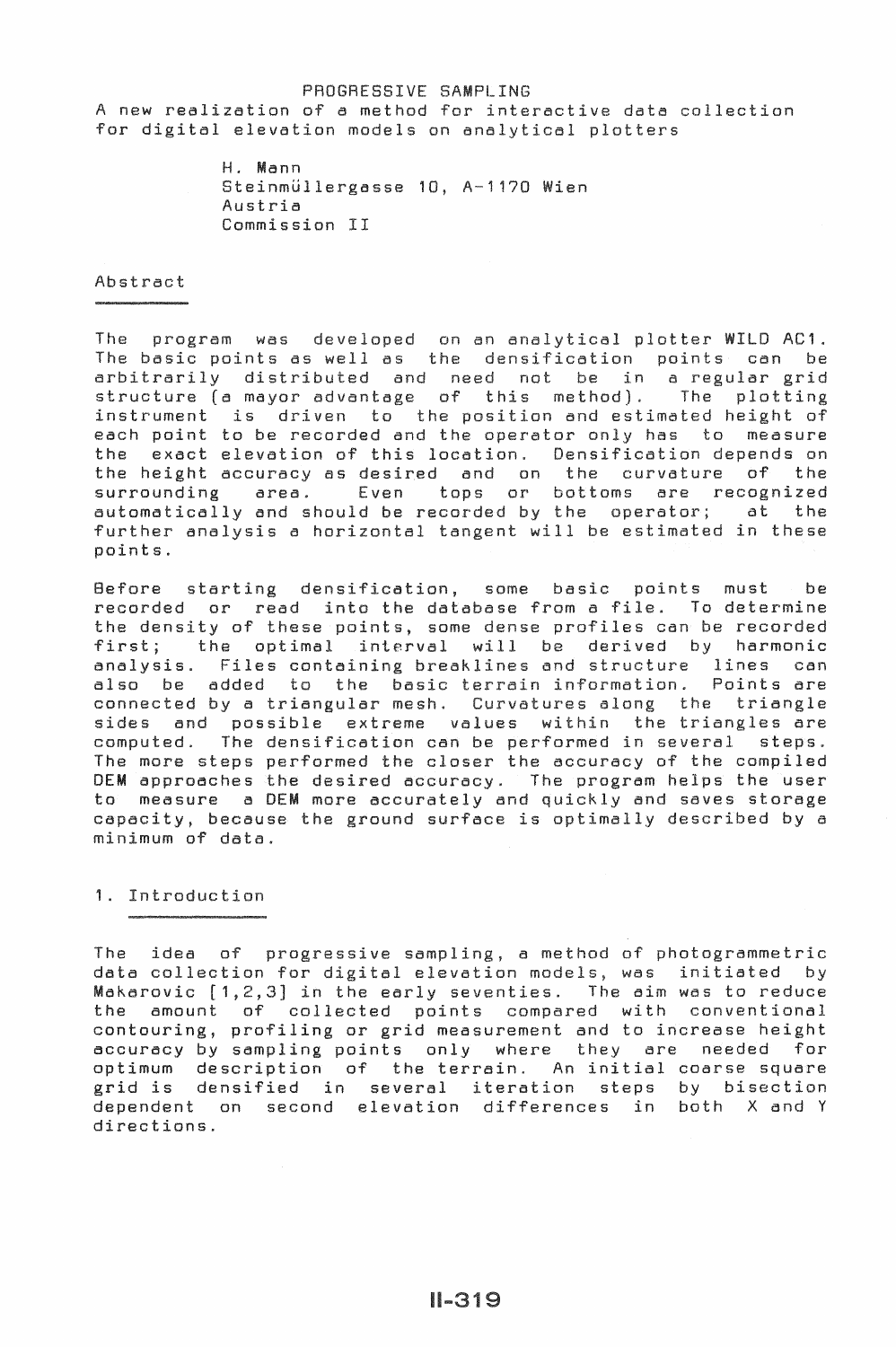# PROGRESSIVE SAMPLING

A new realization of a method for interactive data collection for digital elevation models on analytical plotters

H. Mann
Steinmüllergasse 10, A-1170 Wien
Austria
Commission II

## Abstract

The program was developed on an analytical plotter WILD AC1. The basic points as well as the densification points can be arbitrarily distributed and need not be in a regular grid structure (a mayor advantage of this method). The plotting instrument is driven to the position and estimated height of each point to be recorded and the operator only has to measure the exact elevation of this location. Densification depends on the height accuracy as desired and on the curvature of the surrounding area. Even tops or bottoms are recognized automatically and should be recorded by the operator; at the further analysis a horizontal tangent will be estimated in these points.

Before starting densification, some basic points must be recorded or read into the database from a file. To determine the density of these points, some dense profiles can be recorded first; the optimal interval will be derived by harmonic analysis. Files containing breaklines and structure lines can also be added to the basic terrain information. Points are connected by a triangular mesh. Curvatures along the triangle sides and possible extreme values within the triangles are computed. The densification can be performed in several steps. The more steps performed the closer the accuracy of the compiled DEM approaches the desired accuracy. The program helps the user to measure a DEM more accurately and quickly and saves storage capacity, because the ground surface is optimally described by a minimum of data.

## 1. Introduction

The idea of progressive sampling, a method of photogrammetric data collection for digital elevation models, was initiated by Makarovic [1,2,3] in the early seventies. The aim was to reduce the amount of collected points compared with conventional contouring, profiling or grid measurement and to increase height accuracy by sampling points only where they are needed for optimum description of the terrain. An initial coarse square grid is densified in several iteration steps by bisection dependent on second elevation differences in both X and Y directions.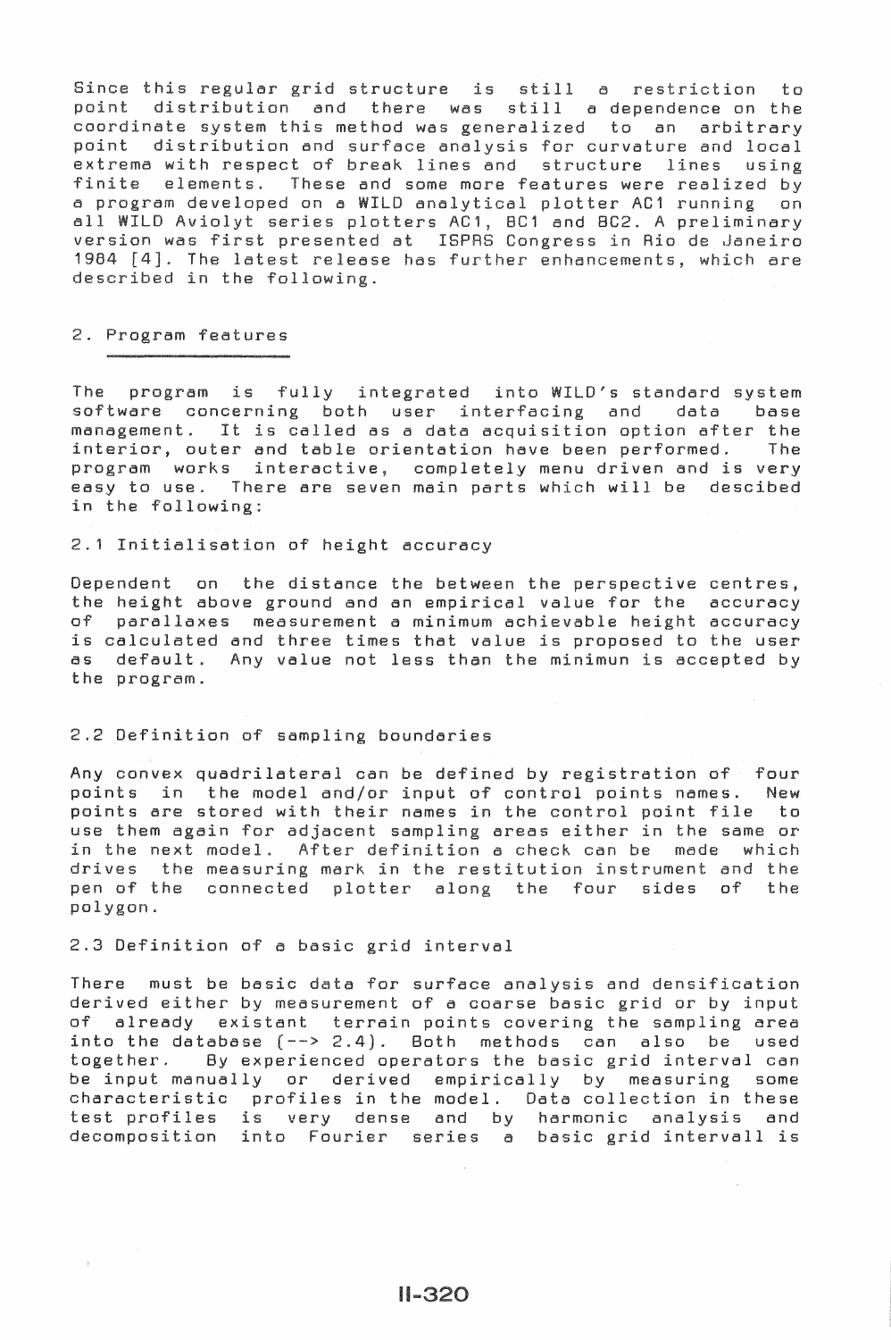Since this regular grid structure is still a restriction to point distribution and there was still a dependence on the coordinate system this method was generalized to an arbitrary point distribution and surface analysis for curvature and local extrema with respect of break lines and structure lines using finite elements. These and some more features were realized by a program developed on a WILD analytical plotter AC1 running on all WILD Aviolyt series plotters AC1, BC1 and BC2. A preliminary version was first presented at ISPRS Congress in Rio de Janeiro 1984 [4]. The latest release has further enhancements, which are described in the following.

## 2. Program features

The program is fully integrated into WILD's standard system software concerning both user interfacing and data base management. It is called as a data acquisition option after the interior, outer and table orientation have been performed. The program works interactive, completely menu driven and is very easy to use. There are seven main parts which will be descibed in the following:

### 2.1 Initialisation of height accuracy

Dependent on the distance the between the perspective centres, the height above ground and an empirical value for the accuracy of parallaxes measurement a minimum achievable height accuracy is calculated and three times that value is proposed to the user as default. Any value not less than the minimun is accepted by the program.

### 2.2 Definition of sampling boundaries

Any convex quadrilateral can be defined by registration of four points in the model and/or input of control points names. New points are stored with their names in the control point file to use them again for adjacent sampling areas either in the same or in the next model. After definition a check can be made which drives the measuring mark in the restitution instrument and the pen of the connected plotter along the four sides of the polygon.

### 2.3 Definition of a basic grid interval

There must be basic data for surface analysis and densification derived either by measurement of a coarse basic grid or by input of already existant terrain points covering the sampling area into the database (--> 2.4). Both methods can also be used together. By experienced operators the basic grid interval can be input manually or derived empirically by measuring some characteristic profiles in the model. Data collection in these test profiles is very dense and by harmonic analysis and decomposition into Fourier series a basic grid intervall is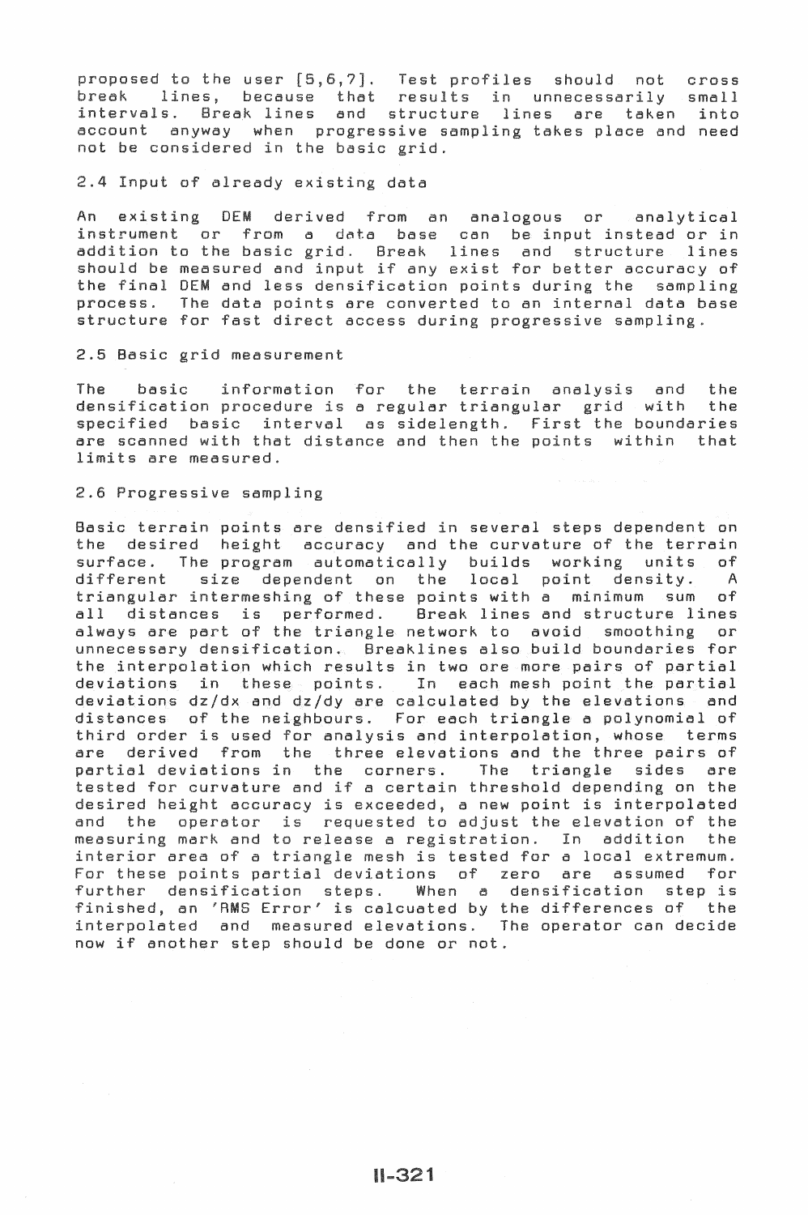proposed to the user [5,6,7]. Test profiles should not cross break lines, because that results in unnecessarily small intervals. Break lines and structure lines are taken into account anyway when progressive sampling takes place and need not be considered in the basic grid.

## 2.4 Input of already existing data

An existing DEM derived from an analogous or analytical instrument or from a data base can be input instead or in addition to the basic grid. Break lines and structure lines should be measured and input if any exist for better accuracy of the final DEM and less densification points during the sampling process. The data points are converted to an internal data base structure for fast direct access during progressive sampling.

## 2.5 Basic grid measurement

The basic information for the terrain analysis and the densification procedure is a regular triangular grid with the specified basic interval as sidelength. First the boundaries are scanned with that distance and then the points within that limits are measured.

## 2.6 Progressive sampling

Basic terrain points are densified in several steps dependent on the desired height accuracy and the curvature of the terrain surface. The program automatically builds working units of different size dependent on the local point density. A triangular intermeshing of these points with a minimum sum of all distances is performed. Break lines and structure lines always are part of the triangle network to avoid smoothing or unnecessary densification. Breaklines also build boundaries for the interpolation which results in two ore more pairs of partial deviations in these points. In each mesh point the partial deviations dz/dx and dz/dy are calculated by the elevations and distances of the neighbours. For each triangle a polynomial of third order is used for analysis and interpolation, whose terms are derived from the three elevations and the three pairs of partial deviations in the corners. The triangle sides are tested for curvature and if a certain threshold depending on the desired height accuracy is exceeded, a new point is interpolated and the operator is requested to adjust the elevation of the measuring mark and to release a registration. In addition the interior area of a triangle mesh is tested for a local extremum. For these points partial deviations of zero are assumed for further densification steps. When a densification step is finished, an 'RMS Error' is calcuated by the differences of the interpolated and measured elevations. The operator can decide now if another step should be done or not.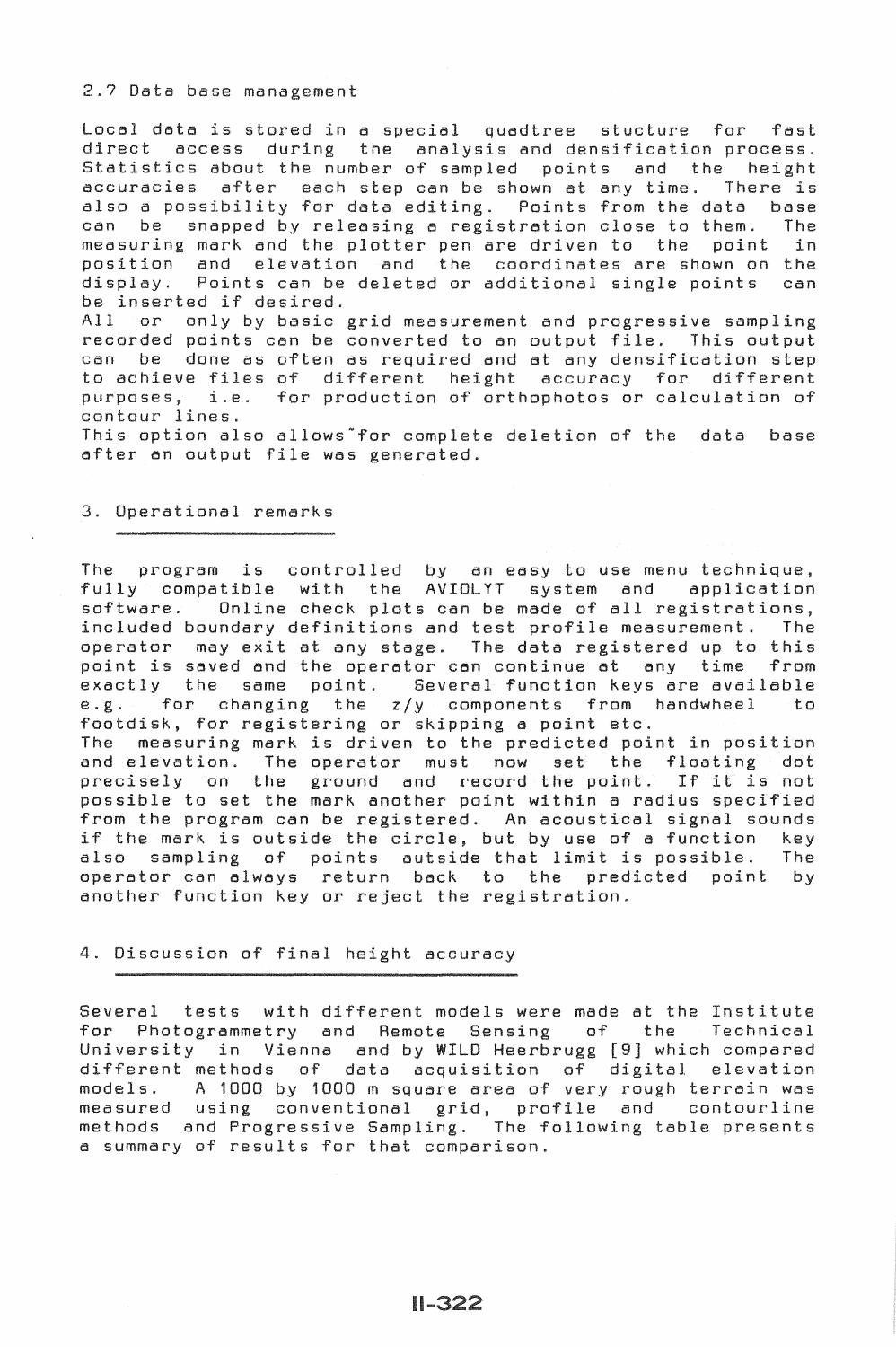### 2.7 Data base management

Local data is stored in a special quadtree stucture for fast direct access during the analysis and densification process. Statistics about the number of sampled points and the height accuracies after each step can be shown at any time. There is also a possibility for data editing. Points from the data base can be snapped by releasing a registration close to them. The measuring mark and the plotter pen are driven to the point in position and elevation and the coordinates are shown on the display. Points can be deleted or additional single points can be inserted if desired.

All or only by basic grid measurement and progressive sampling recorded points can be converted to an output file. This output can be done as often as required and at any densification step to achieve files of different height accuracy for different purposes, i.e. for production of orthophotos or calculation of contour lines.

This option also allows for complete deletion of the data base after an output file was generated.

## 3. Operational remarks

The program is controlled by an easy to use menu technique, fully compatible with the AVIOLYT system and application software. Online check plots can be made of all registrations, included boundary definitions and test profile measurement. The operator may exit at any stage. The data registered up to this point is saved and the operator can continue at any time from exactly the same point. Several function keys are available e.g. for changing the z/y components from handwheel to footdisk, for registering or skipping a point etc.

The measuring mark is driven to the predicted point in position and elevation. The operator must now set the floating dot precisely on the ground and record the point. If it is not possible to set the mark another point within a radius specified from the program can be registered. An acoustical signal sounds if the mark is outside the circle, but by use of a function key also sampling of points autside that limit is possible. The operator can always return back to the predicted point by another function key or reject the registration.

## 4. Discussion of final height accuracy

Several tests with different models were made at the Institute for Photogrammetry and Remote Sensing of the Technical University in Vienna and by WILD Heerbrugg [9] which compared different methods of data acquisition of digital elevation models. A 1000 by 1000 m square area of very rough terrain was measured using conventional grid, profile and contourline methods and Progressive Sampling. The following table presents a summary of results for that comparison.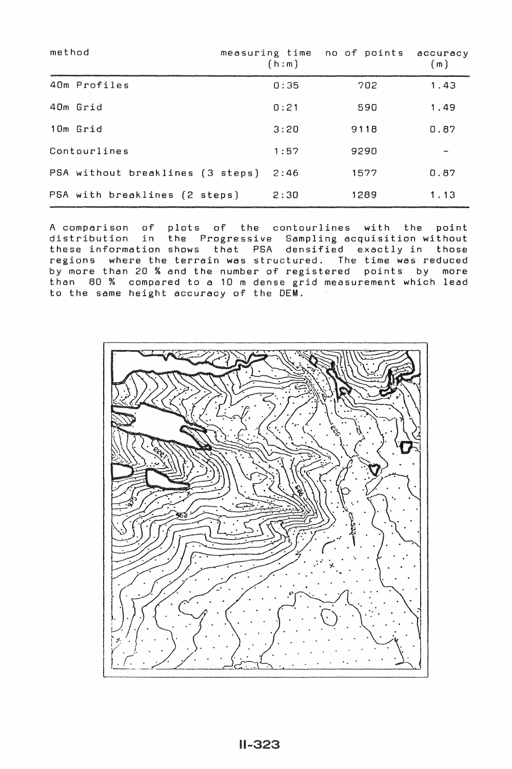| method | measuring time (h:m) | no of points | accuracy (m) |
|---|---|---|---|
| 40m Profiles | 0:35 | 702 | 1.43 |
| 40m Grid | 0:21 | 590 | 1.49 |
| 10m Grid | 3:20 | 9118 | 0.87 |
| Contourlines | 1:57 | 9290 | - |
| PSA without breaklines (3 steps) | 2:46 | 1577 | 0.87 |
| PSA with breaklines (2 steps) | 2:30 | 1289 | 1.13 |

A comparison of plots of the contourlines with the point distribution in the Progressive Sampling acquisition without these information shows that PSA densified exactly in those regions where the terrain was structured. The time was reduced by more than 20 % and the number of registered points by more than 80 % compared to a 10 m dense grid measurement which lead to the same height accuracy of the DEM.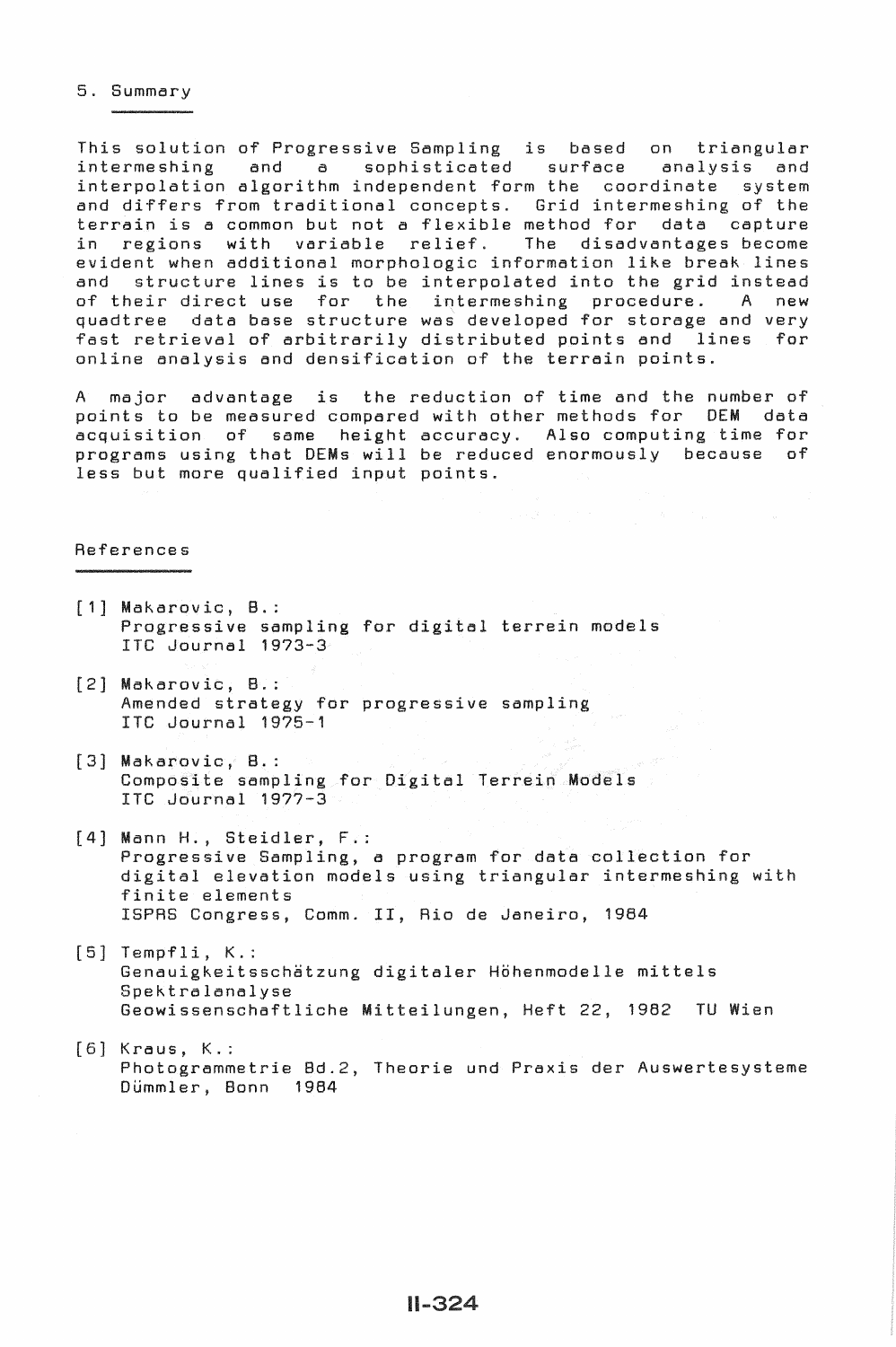## 5. Summary

This solution of Progressive Sampling is based on triangular intermeshing and a sophisticated surface analysis and interpolation algorithm independent form the coordinate system and differs from traditional concepts. Grid intermeshing of the terrain is a common but not a flexible method for data capture in regions with variable relief. The disadvantages become evident when additional morphologic information like break lines and structure lines is to be interpolated into the grid instead of their direct use for the intermeshing procedure. A new quadtree data base structure was developed for storage and very fast retrieval of arbitrarily distributed points and lines for online analysis and densification of the terrain points.

A major advantage is the reduction of time and the number of points to be measured compared with other methods for DEM data acquisition of same height accuracy. Also computing time for programs using that DEMs will be reduced enormously because of less but more qualified input points.

## References

[1] Makarovic, B.:
Progressive sampling for digital terrain models
ITC Journal 1973-3

[2] Makarovic, B.:
Amended strategy for progressive sampling
ITC Journal 1975-1

[3] Makarovic, B.:
Composite sampling for Digital Terrain Models
ITC Journal 1977-3

[4] Mann H., Steidler, F.:
Progressive Sampling, a program for data collection for digital elevation models using triangular intermeshing with finite elements
ISPRS Congress, Comm. II, Rio de Janeiro, 1984

[5] Tempfli, K.:
Genauigkeitsschätzung digitaler Höhenmodelle mittels Spektralanalyse
Geowissenschaftliche Mitteilungen, Heft 22, 1982 TU Wien

[6] Kraus, K.:
Photogrammetrie Bd.2, Theorie und Praxis der Auswertesysteme
Dümmler, Bonn 1984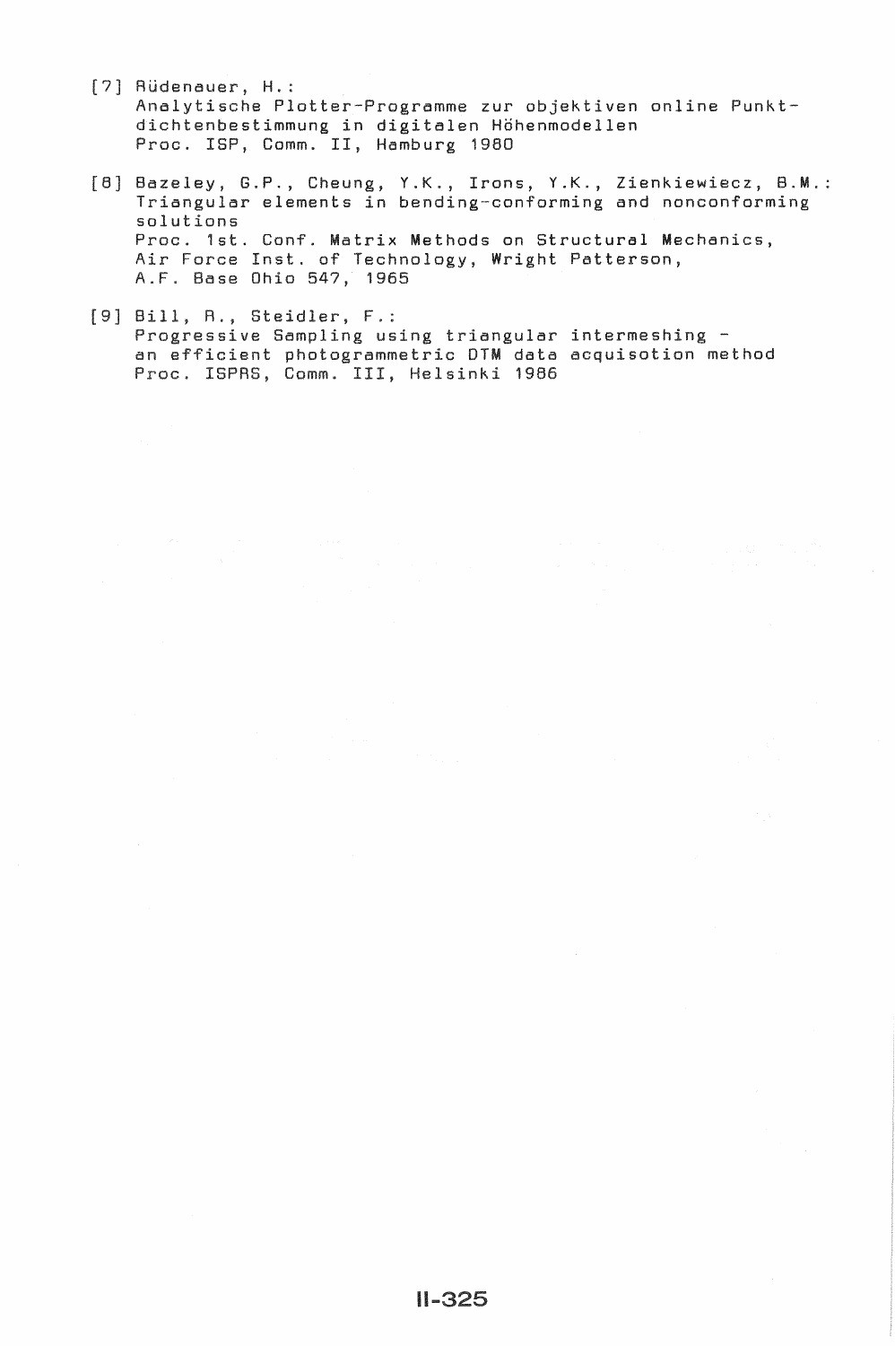[7] Rüdenauer, H.:
Analytische Plotter-Programme zur objektiven online Punktdichtenbestimmung in digitalen Höhenmodellen
Proc. ISP, Comm. II, Hamburg 1980

[8] Bazeley, G.P., Cheung, Y.K., Irons, Y.K., Zienkiewiecz, B.M.:
Triangular elements in bending-conforming and nonconforming solutions
Proc. 1st. Conf. Matrix Methods on Structural Mechanics, Air Force Inst. of Technology, Wright Patterson, A.F. Base Ohio 547, 1965

[9] Bill, R., Steidler, F.:
Progressive Sampling using triangular intermeshing - an efficient photogrammetric DTM data acquisotion method
Proc. ISPRS, Comm. III, Helsinki 1986